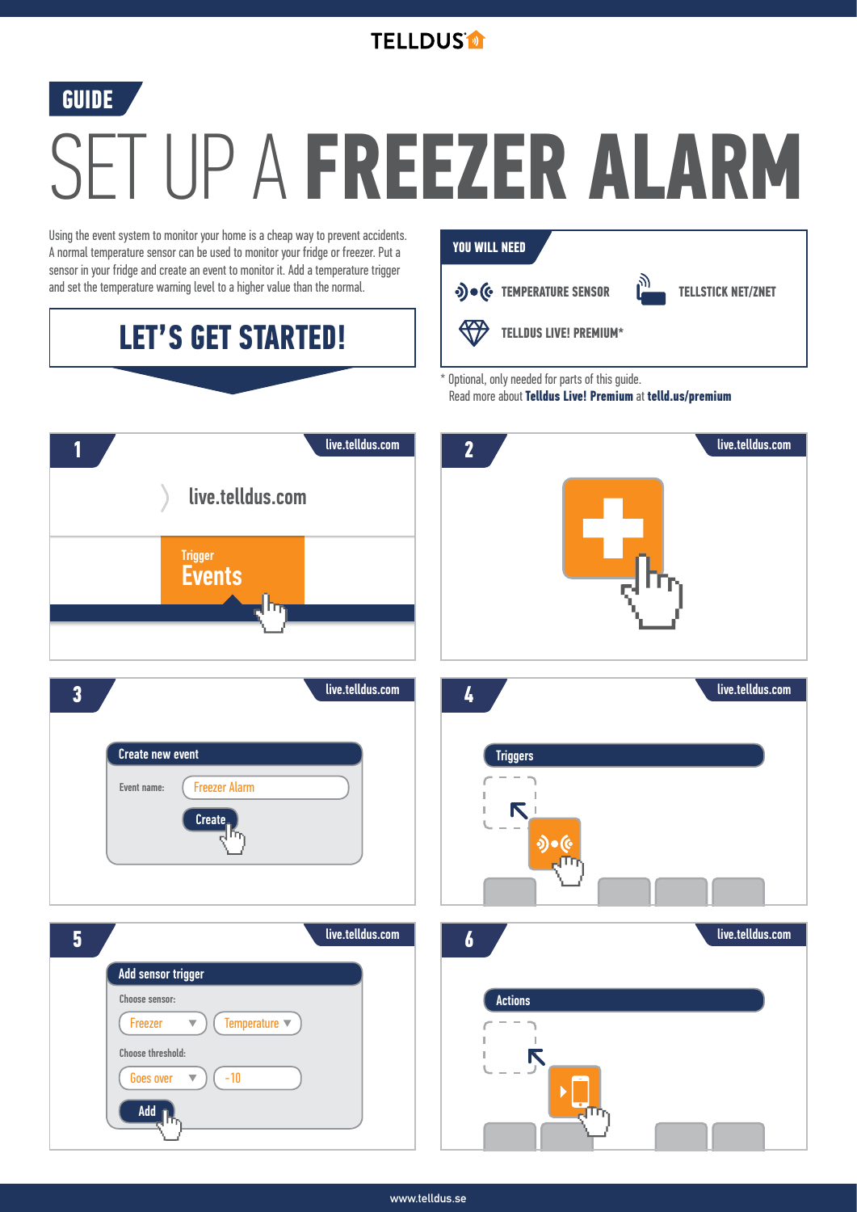TELLDUS

**GUIDE**

# SET UP A **FREEZER ALARM**

Using the event system to monitor your home is a cheap way to prevent accidents. A normal temperature sensor can be used to monitor your fridge or freezer. Put a sensor in your fridge and create an event to monitor it. Add a temperature trigger and set the temperature warning level to a higher value than the normal.

## LET'S GET STARTED!

### YOU WILL NEED

- TEMPERATURE SENSOR
- TELLSTICK NET/ZNET
- TELLDUS LIVE! PREMIUM*

\* Optional, only needed for parts of this guide.
Read more about **Telldus Live! Premium** at **telld.us/premium**

### 1

live.telldus.com

live.telldus.com

Trigger
Events

### 2

live.telldus.com

### 3

live.telldus.com

Create new event

Event name: Freezer Alarm

Create

### 4

live.telldus.com

Triggers

### 5

live.telldus.com

Add sensor trigger

Choose sensor: Freezer | Temperature

Choose threshold: Goes over | -10

Add

### 6

live.telldus.com

Actions

www.telldus.se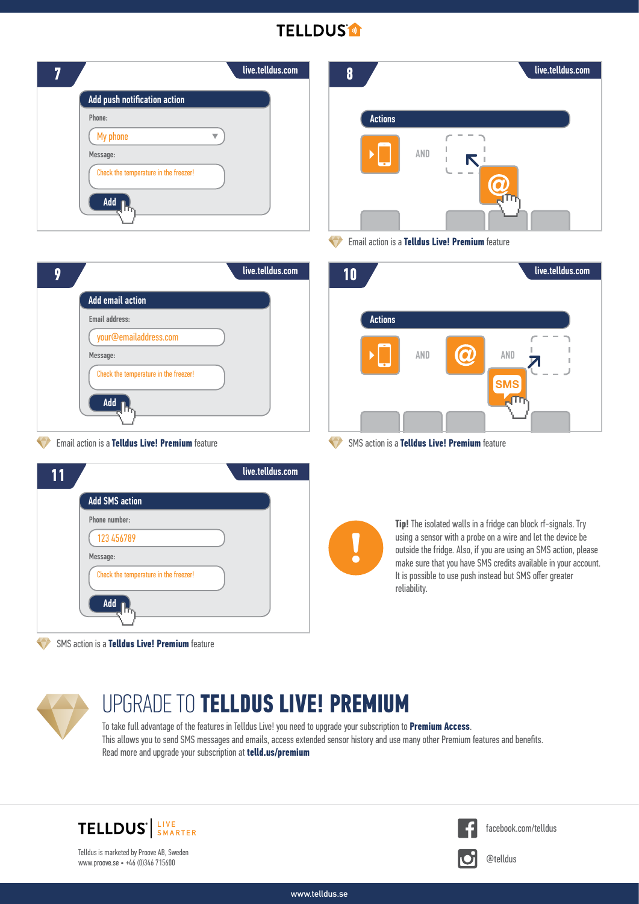# TELLDUS

## 7

live.telldus.com

**Add push notification action**

Phone:

My phone

Message:

Check the temperature in the freezer!

Add

## 8

live.telldus.com

**Actions**

AND

Email action is a **Telldus Live! Premium** feature

## 9

live.telldus.com

**Add email action**

Email address:

your@emailaddress.com

Message:

Check the temperature in the freezer!

Add

Email action is a **Telldus Live! Premium** feature

## 10

live.telldus.com

**Actions**

AND

AND

SMS

SMS action is a **Telldus Live! Premium** feature

## 11

live.telldus.com

**Add SMS action**

Phone number:

123 456789

Message:

Check the temperature in the freezer!

Add

SMS action is a **Telldus Live! Premium** feature

**Tip!** The isolated walls in a fridge can block rf-signals. Try using a sensor with a probe on a wire and let the device be outside the fridge. Also, if you are using an SMS action, please make sure that you have SMS credits available in your account. It is possible to use push instead but SMS offer greater reliability.

# UPGRADE TO **TELLDUS LIVE! PREMIUM**

To take full advantage of the features in Telldus Live! you need to upgrade your subscription to **Premium Access**.
This allows you to send SMS messages and emails, access extended sensor history and use many other Premium features and benefits.
Read more and upgrade your subscription at **telld.us/premium**

TELLDUS LIVE SMARTER

Telldus is marketed by Proove AB, Sweden
www.proove.se • +46 (0)346 715600

facebook.com/telldus

@telldus

www.telldus.se